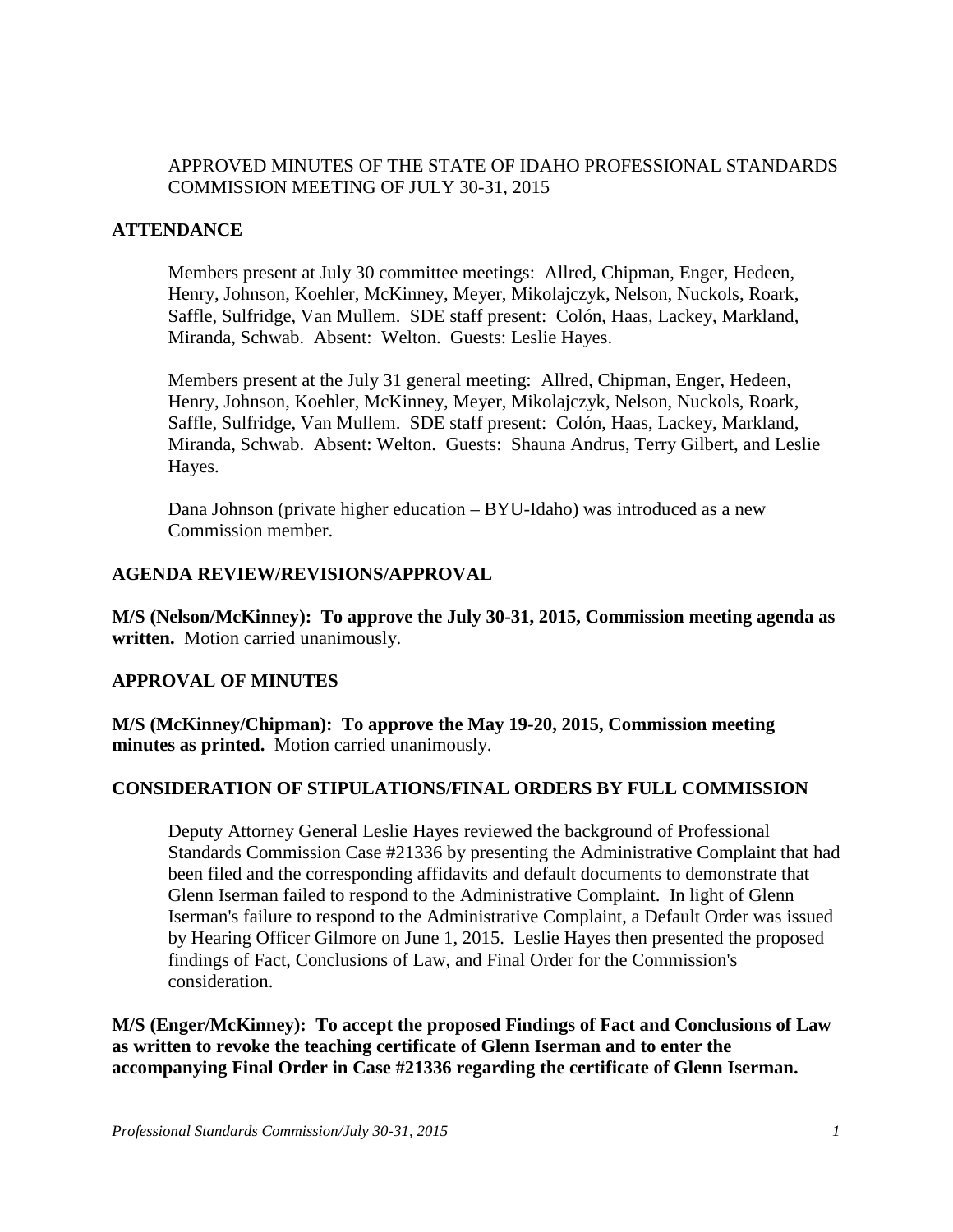APPROVED MINUTES OF THE STATE OF IDAHO PROFESSIONAL STANDARDS COMMISSION MEETING OF JULY 30-31, 2015

## ATTENDANCE

Members present at July 30 committee meetings: Allred, Chipman, Enger, Hedeen, Henry, Johnson, Koehler, McKinney, Meyer, Mikolajczyk, Nelson, Nuckols, Roark, Saffle, Sulfridge, Van Mullem. SDE staff present: Colón, Haas, Lackey, Markland, Miranda, Schwab. Absent: Welton. Guests: Leslie Hayes.

Members present at the July 31 general meeting: Allred, Chipman, Enger, Hedeen, Henry, Johnson, Koehler, McKinney, Meyer, Mikolajczyk, Nelson, Nuckols, Roark, Saffle, Sulfridge, Van Mullem. SDE staff present: Colón, Haas, Lackey, Markland, Miranda, Schwab. Absent: Welton. Guests: Shauna Andrus, Terry Gilbert, and Leslie Hayes.

Dana Johnson (private higher education – BYU-Idaho) was introduced as a new Commission member.

## AGENDA REVIEW/REVISIONS/APPROVAL

**M/S (Nelson/McKinney): To approve the July 30-31, 2015, Commission meeting agenda as written.** Motion carried unanimously.

## APPROVAL OF MINUTES

**M/S (McKinney/Chipman): To approve the May 19-20, 2015, Commission meeting minutes as printed.** Motion carried unanimously.

## CONSIDERATION OF STIPULATIONS/FINAL ORDERS BY FULL COMMISSION

Deputy Attorney General Leslie Hayes reviewed the background of Professional Standards Commission Case #21336 by presenting the Administrative Complaint that had been filed and the corresponding affidavits and default documents to demonstrate that Glenn Iserman failed to respond to the Administrative Complaint. In light of Glenn Iserman's failure to respond to the Administrative Complaint, a Default Order was issued by Hearing Officer Gilmore on June 1, 2015. Leslie Hayes then presented the proposed findings of Fact, Conclusions of Law, and Final Order for the Commission's consideration.

**M/S (Enger/McKinney): To accept the proposed Findings of Fact and Conclusions of Law as written to revoke the teaching certificate of Glenn Iserman and to enter the accompanying Final Order in Case #21336 regarding the certificate of Glenn Iserman.**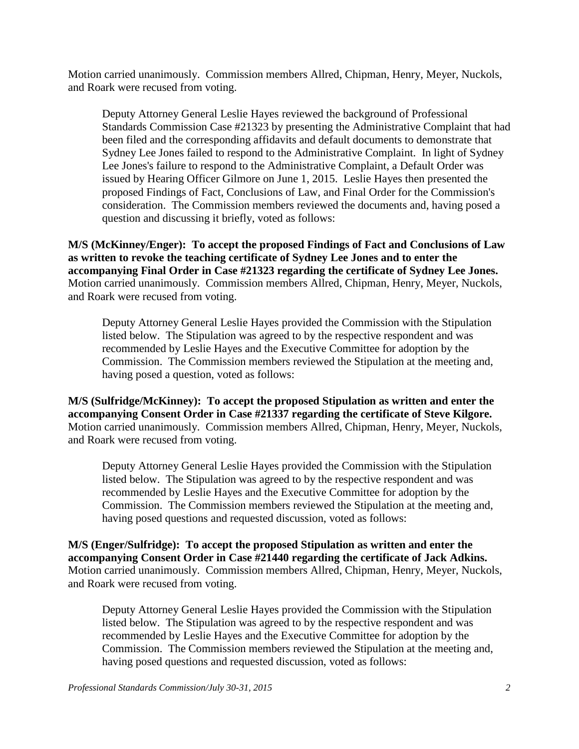Motion carried unanimously. Commission members Allred, Chipman, Henry, Meyer, Nuckols, and Roark were recused from voting.

Deputy Attorney General Leslie Hayes reviewed the background of Professional Standards Commission Case #21323 by presenting the Administrative Complaint that had been filed and the corresponding affidavits and default documents to demonstrate that Sydney Lee Jones failed to respond to the Administrative Complaint. In light of Sydney Lee Jones's failure to respond to the Administrative Complaint, a Default Order was issued by Hearing Officer Gilmore on June 1, 2015. Leslie Hayes then presented the proposed Findings of Fact, Conclusions of Law, and Final Order for the Commission's consideration. The Commission members reviewed the documents and, having posed a question and discussing it briefly, voted as follows:

**M/S (McKinney/Enger): To accept the proposed Findings of Fact and Conclusions of Law as written to revoke the teaching certificate of Sydney Lee Jones and to enter the accompanying Final Order in Case #21323 regarding the certificate of Sydney Lee Jones.** Motion carried unanimously. Commission members Allred, Chipman, Henry, Meyer, Nuckols, and Roark were recused from voting.

Deputy Attorney General Leslie Hayes provided the Commission with the Stipulation listed below. The Stipulation was agreed to by the respective respondent and was recommended by Leslie Hayes and the Executive Committee for adoption by the Commission. The Commission members reviewed the Stipulation at the meeting and, having posed a question, voted as follows:

**M/S (Sulfridge/McKinney): To accept the proposed Stipulation as written and enter the accompanying Consent Order in Case #21337 regarding the certificate of Steve Kilgore.** Motion carried unanimously. Commission members Allred, Chipman, Henry, Meyer, Nuckols, and Roark were recused from voting.

Deputy Attorney General Leslie Hayes provided the Commission with the Stipulation listed below. The Stipulation was agreed to by the respective respondent and was recommended by Leslie Hayes and the Executive Committee for adoption by the Commission. The Commission members reviewed the Stipulation at the meeting and, having posed questions and requested discussion, voted as follows:

**M/S (Enger/Sulfridge): To accept the proposed Stipulation as written and enter the accompanying Consent Order in Case #21440 regarding the certificate of Jack Adkins.** Motion carried unanimously. Commission members Allred, Chipman, Henry, Meyer, Nuckols, and Roark were recused from voting.

Deputy Attorney General Leslie Hayes provided the Commission with the Stipulation listed below. The Stipulation was agreed to by the respective respondent and was recommended by Leslie Hayes and the Executive Committee for adoption by the Commission. The Commission members reviewed the Stipulation at the meeting and, having posed questions and requested discussion, voted as follows: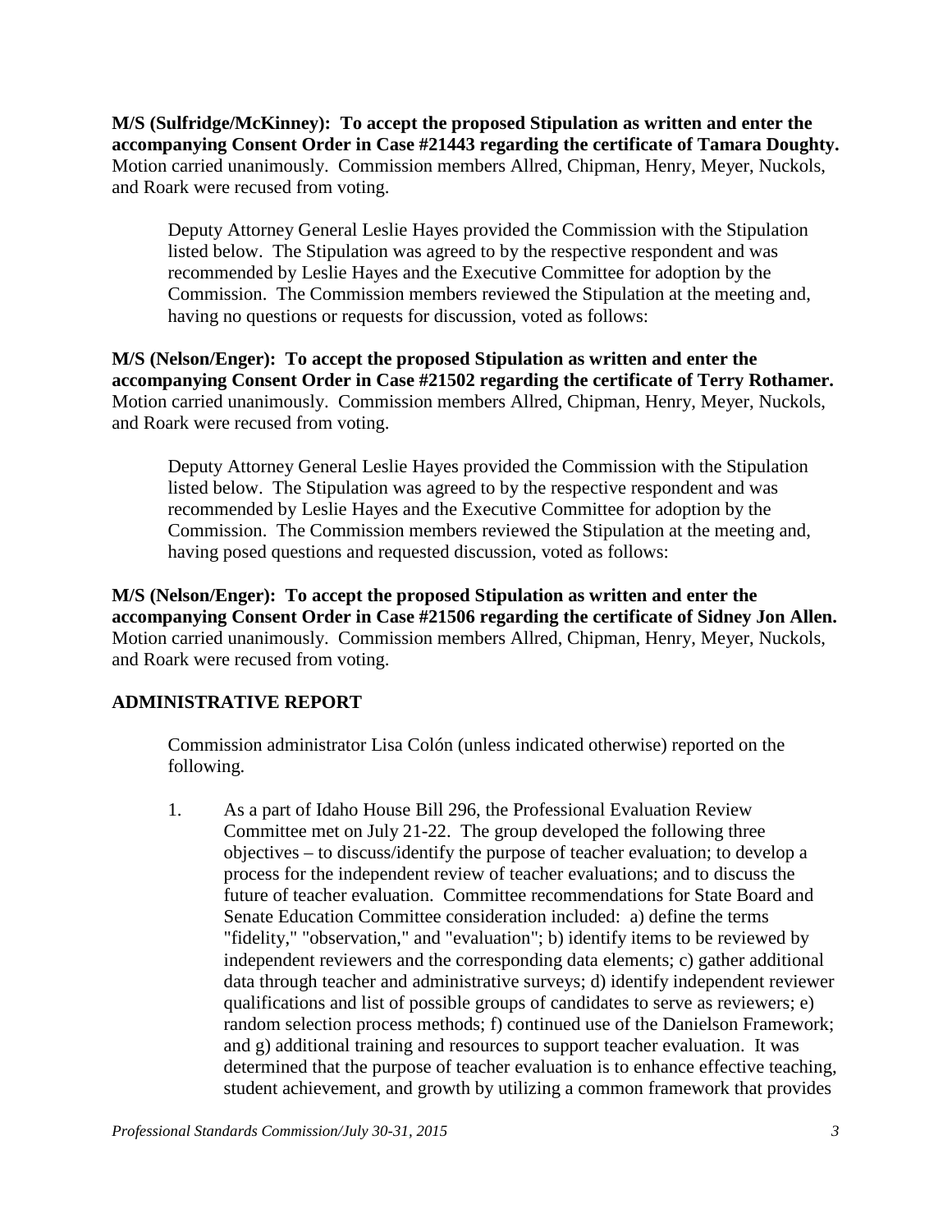**M/S (Sulfridge/McKinney): To accept the proposed Stipulation as written and enter the accompanying Consent Order in Case #21443 regarding the certificate of Tamara Doughty.** Motion carried unanimously. Commission members Allred, Chipman, Henry, Meyer, Nuckols, and Roark were recused from voting.

Deputy Attorney General Leslie Hayes provided the Commission with the Stipulation listed below. The Stipulation was agreed to by the respective respondent and was recommended by Leslie Hayes and the Executive Committee for adoption by the Commission. The Commission members reviewed the Stipulation at the meeting and, having no questions or requests for discussion, voted as follows:

**M/S (Nelson/Enger): To accept the proposed Stipulation as written and enter the accompanying Consent Order in Case #21502 regarding the certificate of Terry Rothamer.** Motion carried unanimously. Commission members Allred, Chipman, Henry, Meyer, Nuckols, and Roark were recused from voting.

Deputy Attorney General Leslie Hayes provided the Commission with the Stipulation listed below. The Stipulation was agreed to by the respective respondent and was recommended by Leslie Hayes and the Executive Committee for adoption by the Commission. The Commission members reviewed the Stipulation at the meeting and, having posed questions and requested discussion, voted as follows:

**M/S (Nelson/Enger): To accept the proposed Stipulation as written and enter the accompanying Consent Order in Case #21506 regarding the certificate of Sidney Jon Allen.** Motion carried unanimously. Commission members Allred, Chipman, Henry, Meyer, Nuckols, and Roark were recused from voting.

## ADMINISTRATIVE REPORT

Commission administrator Lisa Colón (unless indicated otherwise) reported on the following.

1. As a part of Idaho House Bill 296, the Professional Evaluation Review Committee met on July 21-22. The group developed the following three objectives – to discuss/identify the purpose of teacher evaluation; to develop a process for the independent review of teacher evaluations; and to discuss the future of teacher evaluation. Committee recommendations for State Board and Senate Education Committee consideration included: a) define the terms "fidelity," "observation," and "evaluation"; b) identify items to be reviewed by independent reviewers and the corresponding data elements; c) gather additional data through teacher and administrative surveys; d) identify independent reviewer qualifications and list of possible groups of candidates to serve as reviewers; e) random selection process methods; f) continued use of the Danielson Framework; and g) additional training and resources to support teacher evaluation. It was determined that the purpose of teacher evaluation is to enhance effective teaching, student achievement, and growth by utilizing a common framework that provides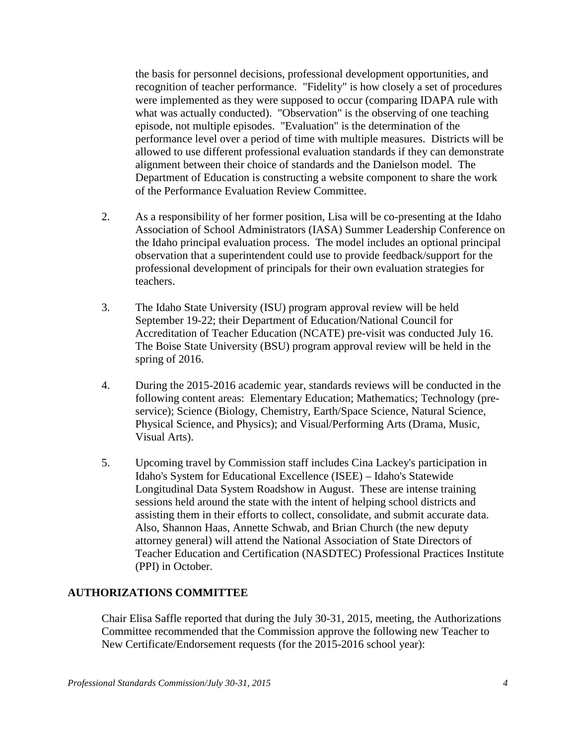the basis for personnel decisions, professional development opportunities, and recognition of teacher performance. "Fidelity" is how closely a set of procedures were implemented as they were supposed to occur (comparing IDAPA rule with what was actually conducted). "Observation" is the observing of one teaching episode, not multiple episodes. "Evaluation" is the determination of the performance level over a period of time with multiple measures. Districts will be allowed to use different professional evaluation standards if they can demonstrate alignment between their choice of standards and the Danielson model. The Department of Education is constructing a website component to share the work of the Performance Evaluation Review Committee.

2. As a responsibility of her former position, Lisa will be co-presenting at the Idaho Association of School Administrators (IASA) Summer Leadership Conference on the Idaho principal evaluation process. The model includes an optional principal observation that a superintendent could use to provide feedback/support for the professional development of principals for their own evaluation strategies for teachers.

3. The Idaho State University (ISU) program approval review will be held September 19-22; their Department of Education/National Council for Accreditation of Teacher Education (NCATE) pre-visit was conducted July 16. The Boise State University (BSU) program approval review will be held in the spring of 2016.

4. During the 2015-2016 academic year, standards reviews will be conducted in the following content areas: Elementary Education; Mathematics; Technology (pre-service); Science (Biology, Chemistry, Earth/Space Science, Natural Science, Physical Science, and Physics); and Visual/Performing Arts (Drama, Music, Visual Arts).

5. Upcoming travel by Commission staff includes Cina Lackey's participation in Idaho's System for Educational Excellence (ISEE) – Idaho's Statewide Longitudinal Data System Roadshow in August. These are intense training sessions held around the state with the intent of helping school districts and assisting them in their efforts to collect, consolidate, and submit accurate data. Also, Shannon Haas, Annette Schwab, and Brian Church (the new deputy attorney general) will attend the National Association of State Directors of Teacher Education and Certification (NASDTEC) Professional Practices Institute (PPI) in October.

## AUTHORIZATIONS COMMITTEE

Chair Elisa Saffle reported that during the July 30-31, 2015, meeting, the Authorizations Committee recommended that the Commission approve the following new Teacher to New Certificate/Endorsement requests (for the 2015-2016 school year):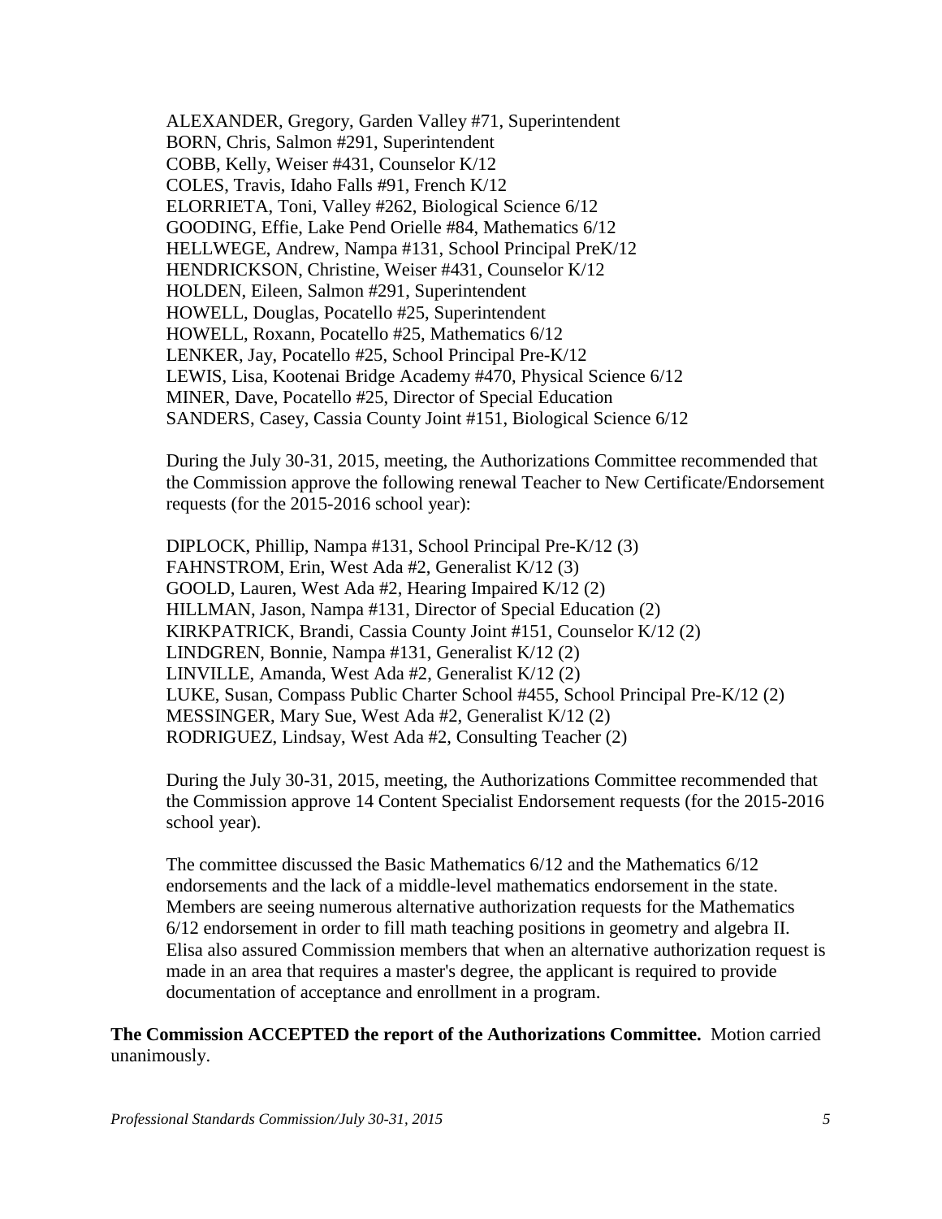ALEXANDER, Gregory, Garden Valley #71, Superintendent
BORN, Chris, Salmon #291, Superintendent
COBB, Kelly, Weiser #431, Counselor K/12
COLES, Travis, Idaho Falls #91, French K/12
ELORRIETA, Toni, Valley #262, Biological Science 6/12
GOODING, Effie, Lake Pend Orielle #84, Mathematics 6/12
HELLWEGE, Andrew, Nampa #131, School Principal PreK/12
HENDRICKSON, Christine, Weiser #431, Counselor K/12
HOLDEN, Eileen, Salmon #291, Superintendent
HOWELL, Douglas, Pocatello #25, Superintendent
HOWELL, Roxann, Pocatello #25, Mathematics 6/12
LENKER, Jay, Pocatello #25, School Principal Pre-K/12
LEWIS, Lisa, Kootenai Bridge Academy #470, Physical Science 6/12
MINER, Dave, Pocatello #25, Director of Special Education
SANDERS, Casey, Cassia County Joint #151, Biological Science 6/12

During the July 30-31, 2015, meeting, the Authorizations Committee recommended that the Commission approve the following renewal Teacher to New Certificate/Endorsement requests (for the 2015-2016 school year):

DIPLOCK, Phillip, Nampa #131, School Principal Pre-K/12 (3)
FAHNSTROM, Erin, West Ada #2, Generalist K/12 (3)
GOOLD, Lauren, West Ada #2, Hearing Impaired K/12 (2)
HILLMAN, Jason, Nampa #131, Director of Special Education (2)
KIRKPATRICK, Brandi, Cassia County Joint #151, Counselor K/12 (2)
LINDGREN, Bonnie, Nampa #131, Generalist K/12 (2)
LINVILLE, Amanda, West Ada #2, Generalist K/12 (2)
LUKE, Susan, Compass Public Charter School #455, School Principal Pre-K/12 (2)
MESSINGER, Mary Sue, West Ada #2, Generalist K/12 (2)
RODRIGUEZ, Lindsay, West Ada #2, Consulting Teacher (2)

During the July 30-31, 2015, meeting, the Authorizations Committee recommended that the Commission approve 14 Content Specialist Endorsement requests (for the 2015-2016 school year).

The committee discussed the Basic Mathematics 6/12 and the Mathematics 6/12 endorsements and the lack of a middle-level mathematics endorsement in the state. Members are seeing numerous alternative authorization requests for the Mathematics 6/12 endorsement in order to fill math teaching positions in geometry and algebra II. Elisa also assured Commission members that when an alternative authorization request is made in an area that requires a master's degree, the applicant is required to provide documentation of acceptance and enrollment in a program.

**The Commission ACCEPTED the report of the Authorizations Committee.** Motion carried unanimously.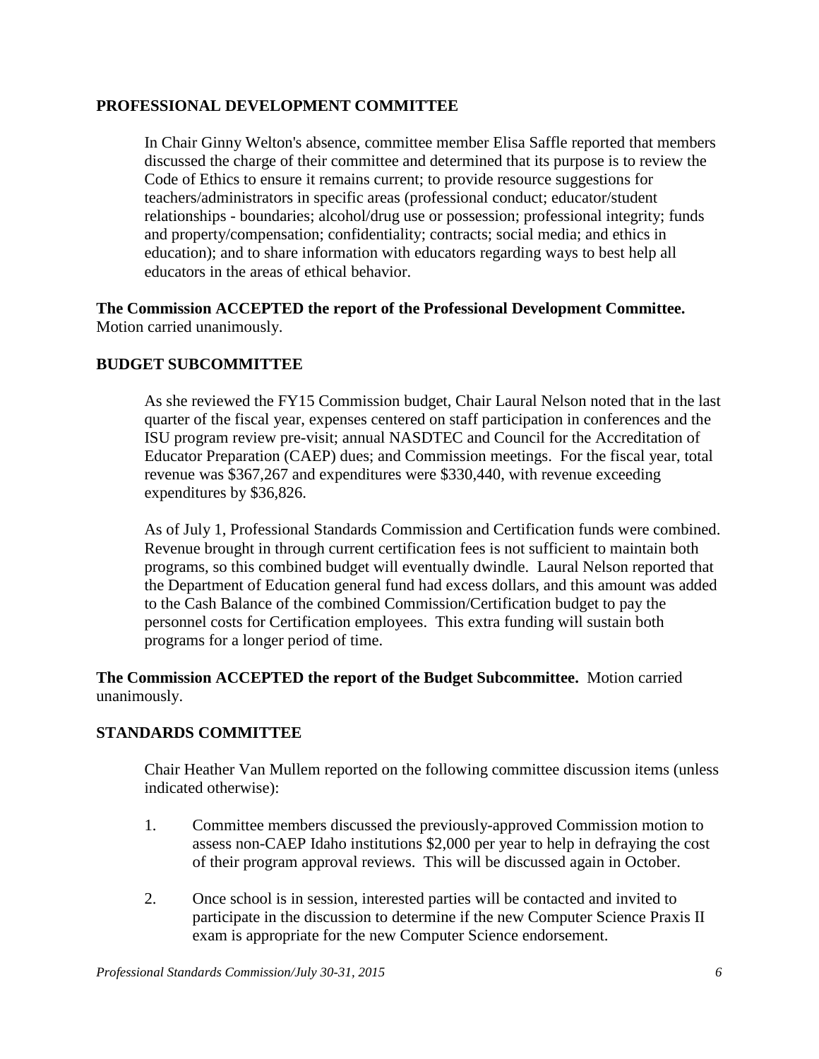## PROFESSIONAL DEVELOPMENT COMMITTEE

In Chair Ginny Welton's absence, committee member Elisa Saffle reported that members discussed the charge of their committee and determined that its purpose is to review the Code of Ethics to ensure it remains current; to provide resource suggestions for teachers/administrators in specific areas (professional conduct; educator/student relationships - boundaries; alcohol/drug use or possession; professional integrity; funds and property/compensation; confidentiality; contracts; social media; and ethics in education); and to share information with educators regarding ways to best help all educators in the areas of ethical behavior.

**The Commission ACCEPTED the report of the Professional Development Committee.** Motion carried unanimously.

## BUDGET SUBCOMMITTEE

As she reviewed the FY15 Commission budget, Chair Laural Nelson noted that in the last quarter of the fiscal year, expenses centered on staff participation in conferences and the ISU program review pre-visit; annual NASDTEC and Council for the Accreditation of Educator Preparation (CAEP) dues; and Commission meetings. For the fiscal year, total revenue was $367,267 and expenditures were $330,440, with revenue exceeding expenditures by $36,826.

As of July 1, Professional Standards Commission and Certification funds were combined. Revenue brought in through current certification fees is not sufficient to maintain both programs, so this combined budget will eventually dwindle. Laural Nelson reported that the Department of Education general fund had excess dollars, and this amount was added to the Cash Balance of the combined Commission/Certification budget to pay the personnel costs for Certification employees. This extra funding will sustain both programs for a longer period of time.

**The Commission ACCEPTED the report of the Budget Subcommittee.** Motion carried unanimously.

## STANDARDS COMMITTEE

Chair Heather Van Mullem reported on the following committee discussion items (unless indicated otherwise):

1. Committee members discussed the previously-approved Commission motion to assess non-CAEP Idaho institutions $2,000 per year to help in defraying the cost of their program approval reviews. This will be discussed again in October.

2. Once school is in session, interested parties will be contacted and invited to participate in the discussion to determine if the new Computer Science Praxis II exam is appropriate for the new Computer Science endorsement.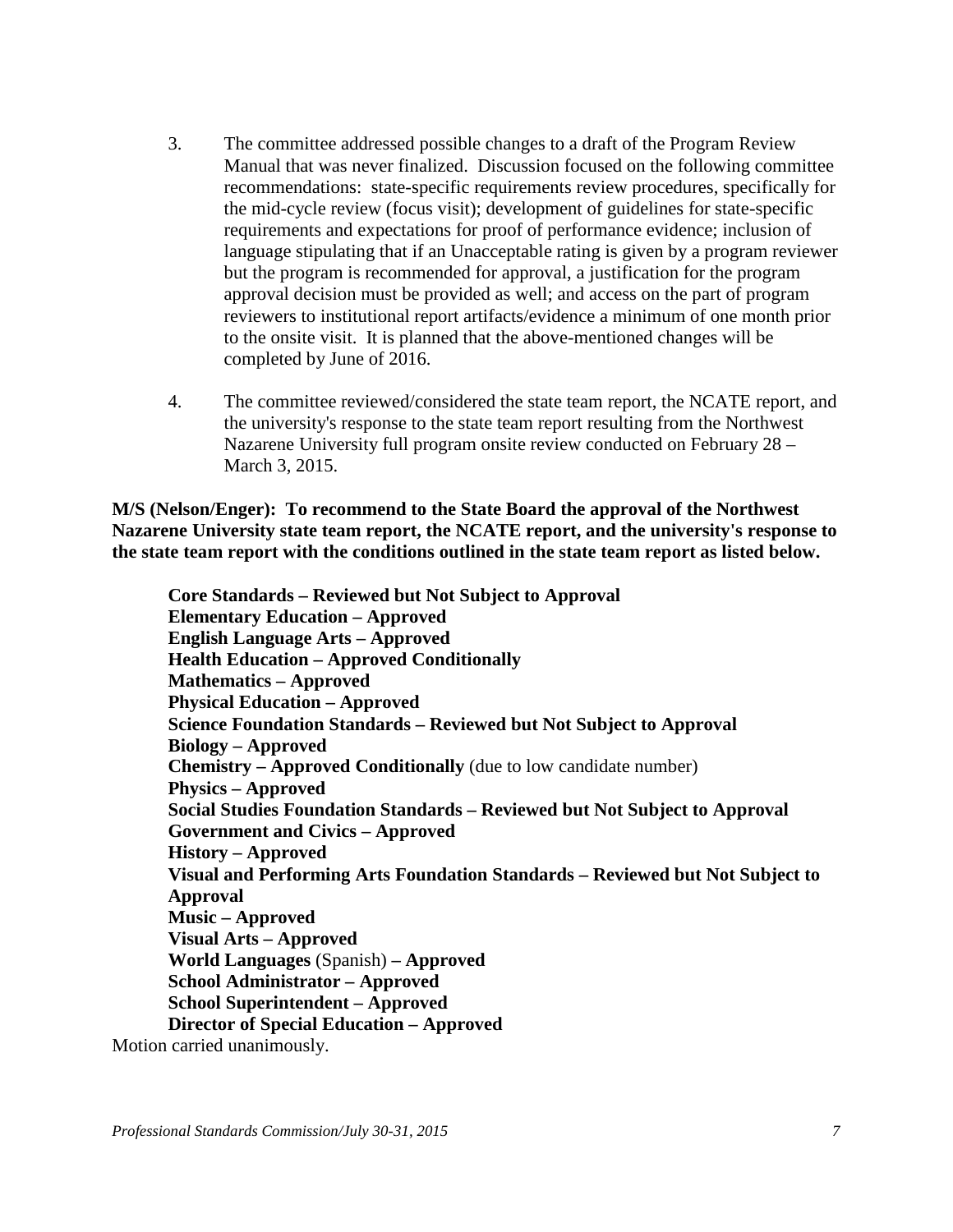3. The committee addressed possible changes to a draft of the Program Review Manual that was never finalized. Discussion focused on the following committee recommendations: state-specific requirements review procedures, specifically for the mid-cycle review (focus visit); development of guidelines for state-specific requirements and expectations for proof of performance evidence; inclusion of language stipulating that if an Unacceptable rating is given by a program reviewer but the program is recommended for approval, a justification for the program approval decision must be provided as well; and access on the part of program reviewers to institutional report artifacts/evidence a minimum of one month prior to the onsite visit. It is planned that the above-mentioned changes will be completed by June of 2016.

4. The committee reviewed/considered the state team report, the NCATE report, and the university's response to the state team report resulting from the Northwest Nazarene University full program onsite review conducted on February 28 – March 3, 2015.

**M/S (Nelson/Enger): To recommend to the State Board the approval of the Northwest Nazarene University state team report, the NCATE report, and the university's response to the state team report with the conditions outlined in the state team report as listed below.**

**Core Standards – Reviewed but Not Subject to Approval**
**Elementary Education – Approved**
**English Language Arts – Approved**
**Health Education – Approved Conditionally**
**Mathematics – Approved**
**Physical Education – Approved**
**Science Foundation Standards – Reviewed but Not Subject to Approval**
**Biology – Approved**
**Chemistry – Approved Conditionally** (due to low candidate number)
**Physics – Approved**
**Social Studies Foundation Standards – Reviewed but Not Subject to Approval**
**Government and Civics – Approved**
**History – Approved**
**Visual and Performing Arts Foundation Standards – Reviewed but Not Subject to Approval**
**Music – Approved**
**Visual Arts – Approved**
**World Languages** (Spanish) **– Approved**
**School Administrator – Approved**
**School Superintendent – Approved**
**Director of Special Education – Approved**

Motion carried unanimously.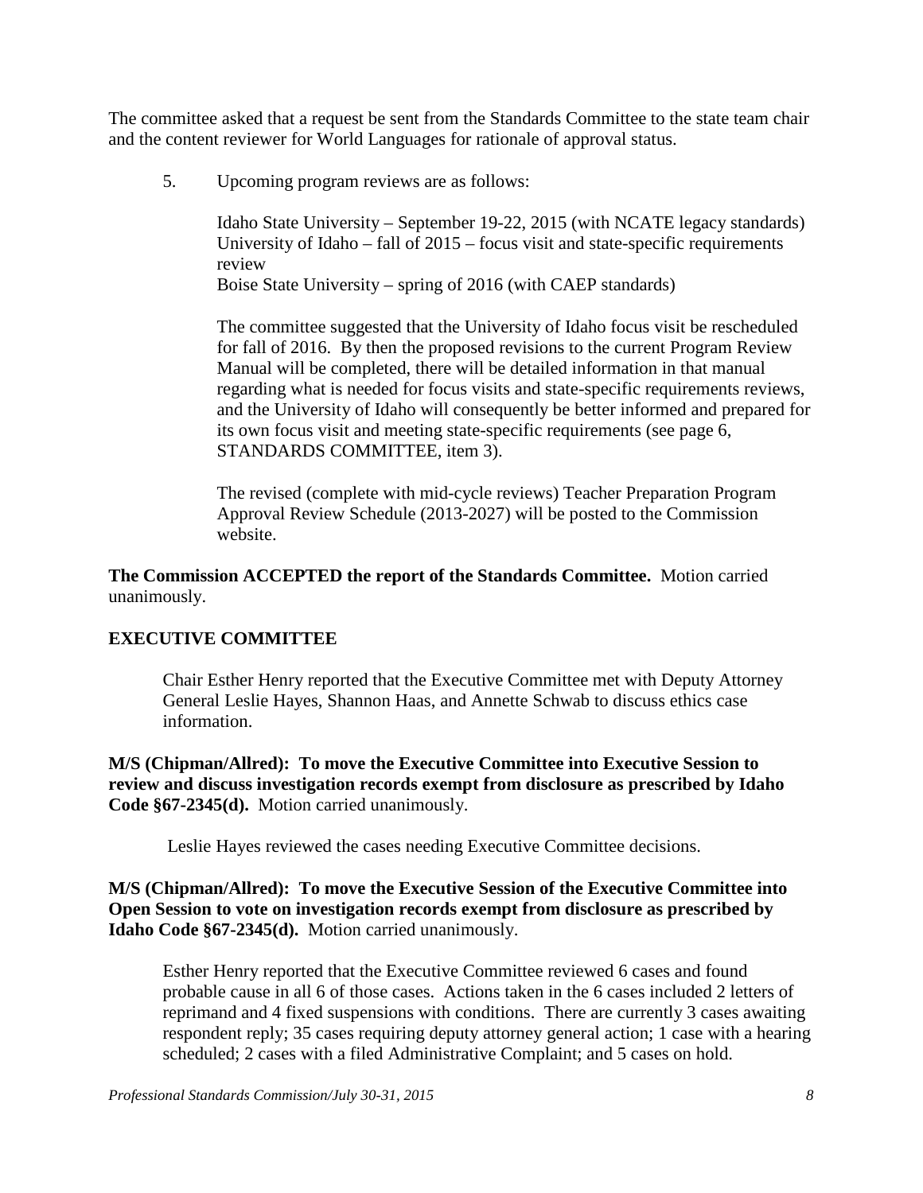The committee asked that a request be sent from the Standards Committee to the state team chair and the content reviewer for World Languages for rationale of approval status.

5. Upcoming program reviews are as follows:

   Idaho State University – September 19-22, 2015 (with NCATE legacy standards)
   University of Idaho – fall of 2015 – focus visit and state-specific requirements review
   Boise State University – spring of 2016 (with CAEP standards)

   The committee suggested that the University of Idaho focus visit be rescheduled for fall of 2016. By then the proposed revisions to the current Program Review Manual will be completed, there will be detailed information in that manual regarding what is needed for focus visits and state-specific requirements reviews, and the University of Idaho will consequently be better informed and prepared for its own focus visit and meeting state-specific requirements (see page 6, STANDARDS COMMITTEE, item 3).

   The revised (complete with mid-cycle reviews) Teacher Preparation Program Approval Review Schedule (2013-2027) will be posted to the Commission website.

**The Commission ACCEPTED the report of the Standards Committee.** Motion carried unanimously.

## EXECUTIVE COMMITTEE

Chair Esther Henry reported that the Executive Committee met with Deputy Attorney General Leslie Hayes, Shannon Haas, and Annette Schwab to discuss ethics case information.

**M/S (Chipman/Allred): To move the Executive Committee into Executive Session to review and discuss investigation records exempt from disclosure as prescribed by Idaho Code §67-2345(d).** Motion carried unanimously.

Leslie Hayes reviewed the cases needing Executive Committee decisions.

**M/S (Chipman/Allred): To move the Executive Session of the Executive Committee into Open Session to vote on investigation records exempt from disclosure as prescribed by Idaho Code §67-2345(d).** Motion carried unanimously.

Esther Henry reported that the Executive Committee reviewed 6 cases and found probable cause in all 6 of those cases. Actions taken in the 6 cases included 2 letters of reprimand and 4 fixed suspensions with conditions. There are currently 3 cases awaiting respondent reply; 35 cases requiring deputy attorney general action; 1 case with a hearing scheduled; 2 cases with a filed Administrative Complaint; and 5 cases on hold.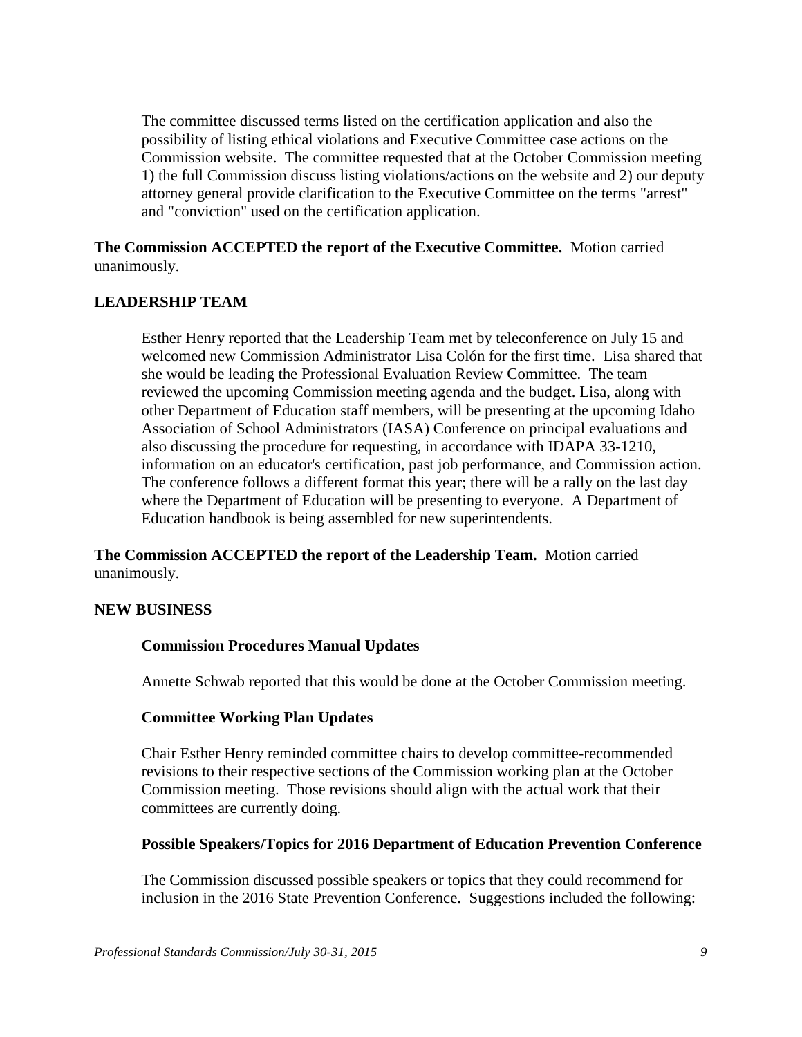The committee discussed terms listed on the certification application and also the possibility of listing ethical violations and Executive Committee case actions on the Commission website. The committee requested that at the October Commission meeting 1) the full Commission discuss listing violations/actions on the website and 2) our deputy attorney general provide clarification to the Executive Committee on the terms "arrest" and "conviction" used on the certification application.

**The Commission ACCEPTED the report of the Executive Committee.** Motion carried unanimously.

## LEADERSHIP TEAM

Esther Henry reported that the Leadership Team met by teleconference on July 15 and welcomed new Commission Administrator Lisa Colón for the first time. Lisa shared that she would be leading the Professional Evaluation Review Committee. The team reviewed the upcoming Commission meeting agenda and the budget. Lisa, along with other Department of Education staff members, will be presenting at the upcoming Idaho Association of School Administrators (IASA) Conference on principal evaluations and also discussing the procedure for requesting, in accordance with IDAPA 33-1210, information on an educator's certification, past job performance, and Commission action. The conference follows a different format this year; there will be a rally on the last day where the Department of Education will be presenting to everyone. A Department of Education handbook is being assembled for new superintendents.

**The Commission ACCEPTED the report of the Leadership Team.** Motion carried unanimously.

## NEW BUSINESS

### Commission Procedures Manual Updates

Annette Schwab reported that this would be done at the October Commission meeting.

### Committee Working Plan Updates

Chair Esther Henry reminded committee chairs to develop committee-recommended revisions to their respective sections of the Commission working plan at the October Commission meeting. Those revisions should align with the actual work that their committees are currently doing.

### Possible Speakers/Topics for 2016 Department of Education Prevention Conference

The Commission discussed possible speakers or topics that they could recommend for inclusion in the 2016 State Prevention Conference. Suggestions included the following: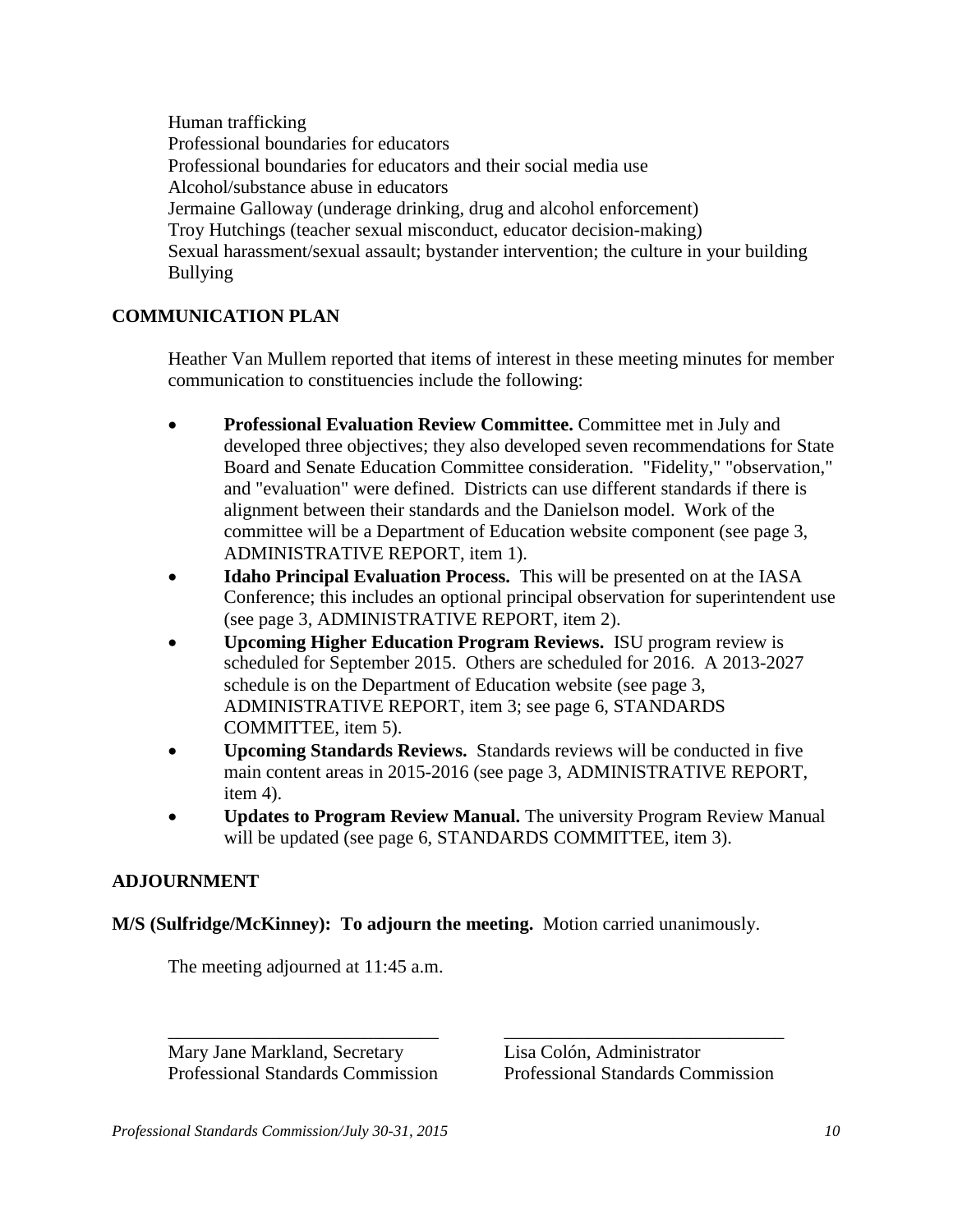Human trafficking
Professional boundaries for educators
Professional boundaries for educators and their social media use
Alcohol/substance abuse in educators
Jermaine Galloway (underage drinking, drug and alcohol enforcement)
Troy Hutchings (teacher sexual misconduct, educator decision-making)
Sexual harassment/sexual assault; bystander intervention; the culture in your building
Bullying

**COMMUNICATION PLAN**

Heather Van Mullem reported that items of interest in these meeting minutes for member communication to constituencies include the following:

- **Professional Evaluation Review Committee.** Committee met in July and developed three objectives; they also developed seven recommendations for State Board and Senate Education Committee consideration. "Fidelity," "observation," and "evaluation" were defined. Districts can use different standards if there is alignment between their standards and the Danielson model. Work of the committee will be a Department of Education website component (see page 3, ADMINISTRATIVE REPORT, item 1).
- **Idaho Principal Evaluation Process.** This will be presented on at the IASA Conference; this includes an optional principal observation for superintendent use (see page 3, ADMINISTRATIVE REPORT, item 2).
- **Upcoming Higher Education Program Reviews.** ISU program review is scheduled for September 2015. Others are scheduled for 2016. A 2013-2027 schedule is on the Department of Education website (see page 3, ADMINISTRATIVE REPORT, item 3; see page 6, STANDARDS COMMITTEE, item 5).
- **Upcoming Standards Reviews.** Standards reviews will be conducted in five main content areas in 2015-2016 (see page 3, ADMINISTRATIVE REPORT, item 4).
- **Updates to Program Review Manual.** The university Program Review Manual will be updated (see page 6, STANDARDS COMMITTEE, item 3).

**ADJOURNMENT**

**M/S (Sulfridge/McKinney): To adjourn the meeting.** Motion carried unanimously.

The meeting adjourned at 11:45 a.m.

______________________________
Mary Jane Markland, Secretary
Professional Standards Commission

______________________________
Lisa Colón, Administrator
Professional Standards Commission